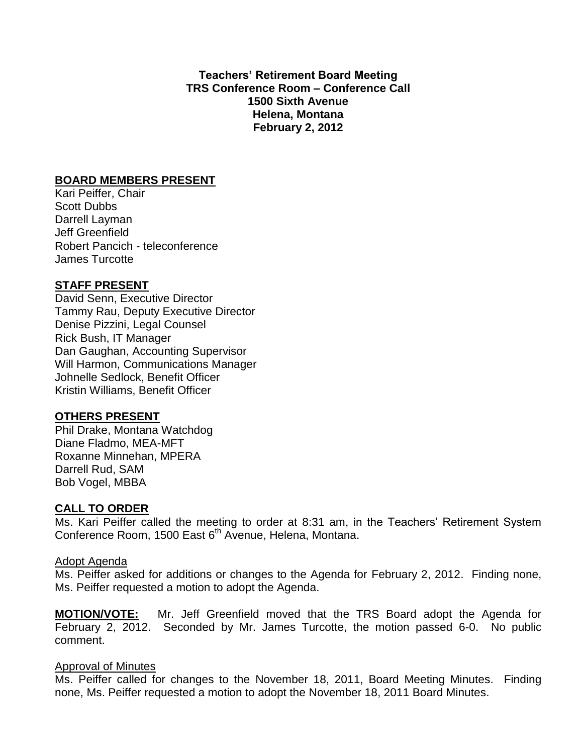**Teachers' Retirement Board Meeting**
**TRS Conference Room – Conference Call**
**1500 Sixth Avenue**
**Helena, Montana**
**February 2, 2012**

**BOARD MEMBERS PRESENT**

Kari Peiffer, Chair
Scott Dubbs
Darrell Layman
Jeff Greenfield
Robert Pancich - teleconference
James Turcotte

**STAFF PRESENT**

David Senn, Executive Director
Tammy Rau, Deputy Executive Director
Denise Pizzini, Legal Counsel
Rick Bush, IT Manager
Dan Gaughan, Accounting Supervisor
Will Harmon, Communications Manager
Johnelle Sedlock, Benefit Officer
Kristin Williams, Benefit Officer

**OTHERS PRESENT**

Phil Drake, Montana Watchdog
Diane Fladmo, MEA-MFT
Roxanne Minnehan, MPERA
Darrell Rud, SAM
Bob Vogel, MBBA

**CALL TO ORDER**

Ms. Kari Peiffer called the meeting to order at 8:31 am, in the Teachers' Retirement System Conference Room, 1500 East 6th Avenue, Helena, Montana.

Adopt Agenda

Ms. Peiffer asked for additions or changes to the Agenda for February 2, 2012. Finding none, Ms. Peiffer requested a motion to adopt the Agenda.

**MOTION/VOTE:** Mr. Jeff Greenfield moved that the TRS Board adopt the Agenda for February 2, 2012. Seconded by Mr. James Turcotte, the motion passed 6-0. No public comment.

Approval of Minutes

Ms. Peiffer called for changes to the November 18, 2011, Board Meeting Minutes. Finding none, Ms. Peiffer requested a motion to adopt the November 18, 2011 Board Minutes.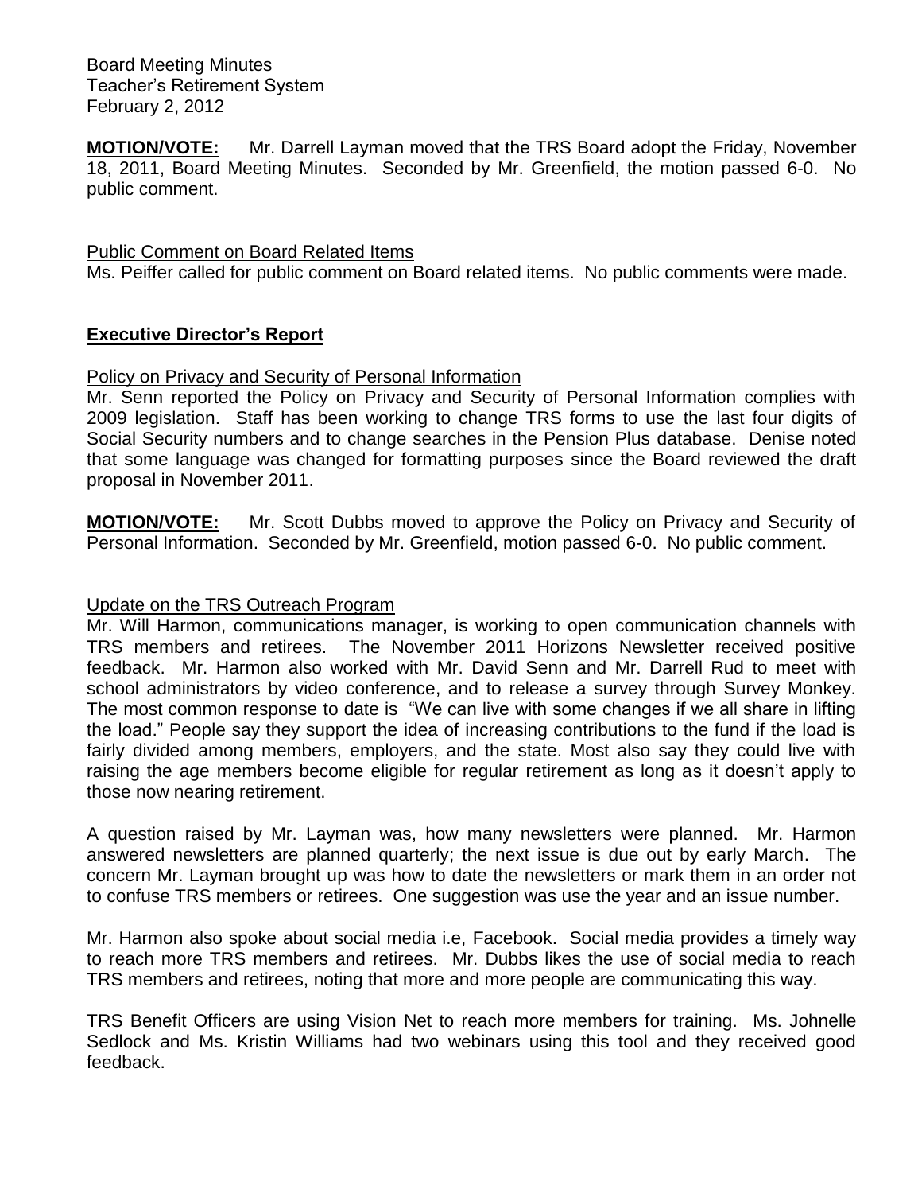**MOTION/VOTE:** Mr. Darrell Layman moved that the TRS Board adopt the Friday, November 18, 2011, Board Meeting Minutes. Seconded by Mr. Greenfield, the motion passed 6-0. No public comment.

Public Comment on Board Related Items

Ms. Peiffer called for public comment on Board related items. No public comments were made.

## Executive Director's Report

Policy on Privacy and Security of Personal Information

Mr. Senn reported the Policy on Privacy and Security of Personal Information complies with 2009 legislation. Staff has been working to change TRS forms to use the last four digits of Social Security numbers and to change searches in the Pension Plus database. Denise noted that some language was changed for formatting purposes since the Board reviewed the draft proposal in November 2011.

**MOTION/VOTE:** Mr. Scott Dubbs moved to approve the Policy on Privacy and Security of Personal Information. Seconded by Mr. Greenfield, motion passed 6-0. No public comment.

Update on the TRS Outreach Program

Mr. Will Harmon, communications manager, is working to open communication channels with TRS members and retirees. The November 2011 Horizons Newsletter received positive feedback. Mr. Harmon also worked with Mr. David Senn and Mr. Darrell Rud to meet with school administrators by video conference, and to release a survey through Survey Monkey. The most common response to date is "We can live with some changes if we all share in lifting the load." People say they support the idea of increasing contributions to the fund if the load is fairly divided among members, employers, and the state. Most also say they could live with raising the age members become eligible for regular retirement as long as it doesn't apply to those now nearing retirement.

A question raised by Mr. Layman was, how many newsletters were planned. Mr. Harmon answered newsletters are planned quarterly; the next issue is due out by early March. The concern Mr. Layman brought up was how to date the newsletters or mark them in an order not to confuse TRS members or retirees. One suggestion was use the year and an issue number.

Mr. Harmon also spoke about social media i.e, Facebook. Social media provides a timely way to reach more TRS members and retirees. Mr. Dubbs likes the use of social media to reach TRS members and retirees, noting that more and more people are communicating this way.

TRS Benefit Officers are using Vision Net to reach more members for training. Ms. Johnelle Sedlock and Ms. Kristin Williams had two webinars using this tool and they received good feedback.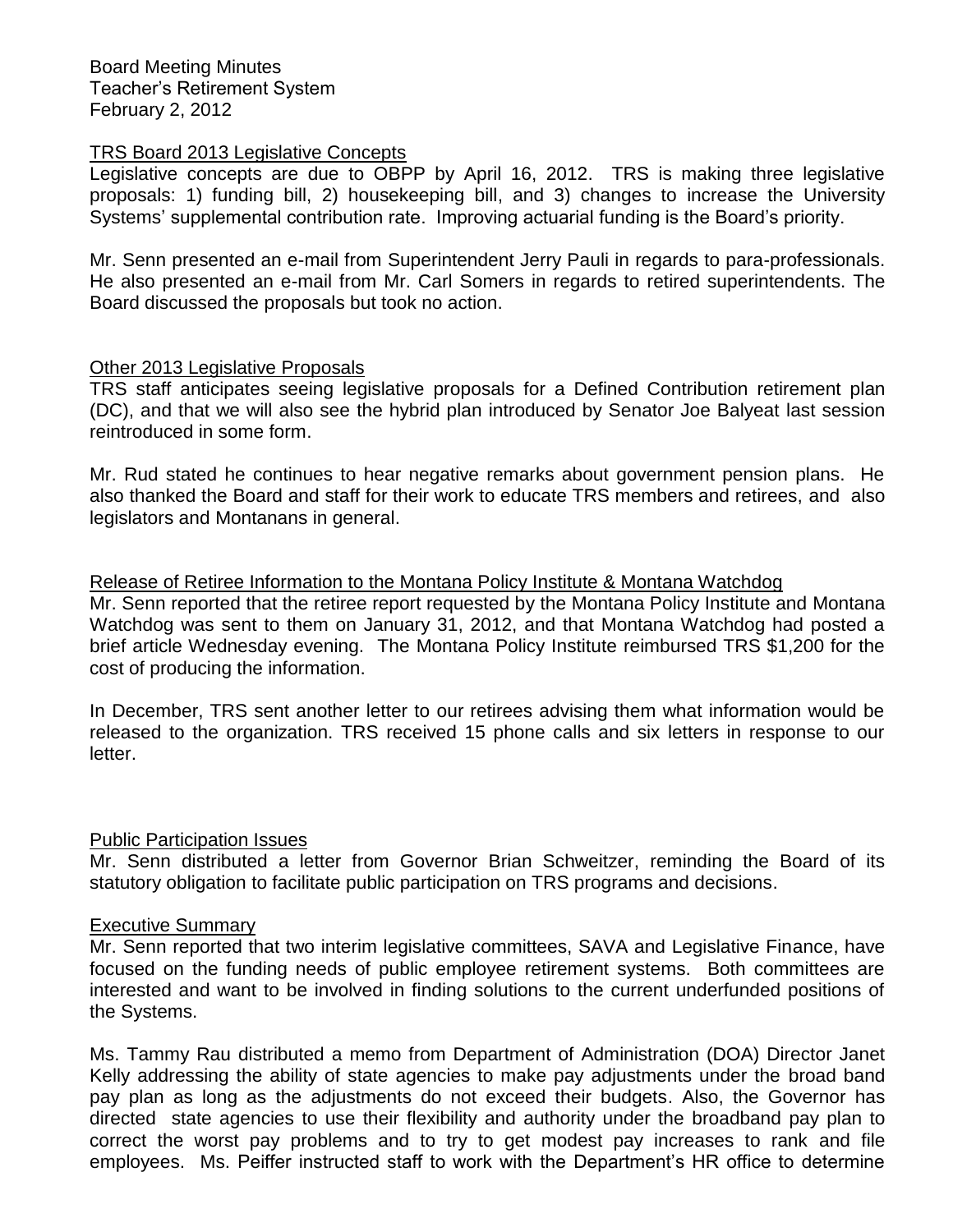Board Meeting Minutes
Teacher's Retirement System
February 2, 2012

## TRS Board 2013 Legislative Concepts

Legislative concepts are due to OBPP by April 16, 2012. TRS is making three legislative proposals: 1) funding bill, 2) housekeeping bill, and 3) changes to increase the University Systems' supplemental contribution rate. Improving actuarial funding is the Board's priority.

Mr. Senn presented an e-mail from Superintendent Jerry Pauli in regards to para-professionals. He also presented an e-mail from Mr. Carl Somers in regards to retired superintendents. The Board discussed the proposals but took no action.

## Other 2013 Legislative Proposals

TRS staff anticipates seeing legislative proposals for a Defined Contribution retirement plan (DC), and that we will also see the hybrid plan introduced by Senator Joe Balyeat last session reintroduced in some form.

Mr. Rud stated he continues to hear negative remarks about government pension plans. He also thanked the Board and staff for their work to educate TRS members and retirees, and also legislators and Montanans in general.

## Release of Retiree Information to the Montana Policy Institute & Montana Watchdog

Mr. Senn reported that the retiree report requested by the Montana Policy Institute and Montana Watchdog was sent to them on January 31, 2012, and that Montana Watchdog had posted a brief article Wednesday evening. The Montana Policy Institute reimbursed TRS $1,200 for the cost of producing the information.

In December, TRS sent another letter to our retirees advising them what information would be released to the organization. TRS received 15 phone calls and six letters in response to our letter.

## Public Participation Issues

Mr. Senn distributed a letter from Governor Brian Schweitzer, reminding the Board of its statutory obligation to facilitate public participation on TRS programs and decisions.

## Executive Summary

Mr. Senn reported that two interim legislative committees, SAVA and Legislative Finance, have focused on the funding needs of public employee retirement systems. Both committees are interested and want to be involved in finding solutions to the current underfunded positions of the Systems.

Ms. Tammy Rau distributed a memo from Department of Administration (DOA) Director Janet Kelly addressing the ability of state agencies to make pay adjustments under the broad band pay plan as long as the adjustments do not exceed their budgets. Also, the Governor has directed state agencies to use their flexibility and authority under the broadband pay plan to correct the worst pay problems and to try to get modest pay increases to rank and file employees. Ms. Peiffer instructed staff to work with the Department's HR office to determine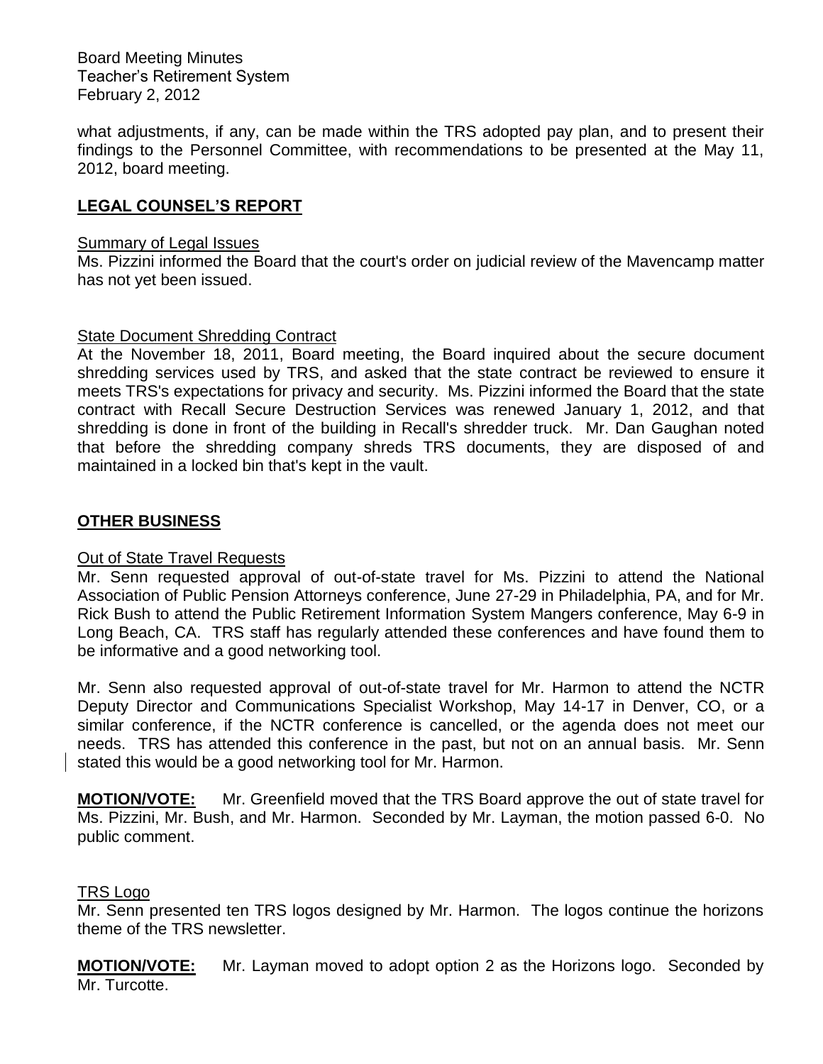what adjustments, if any, can be made within the TRS adopted pay plan, and to present their findings to the Personnel Committee, with recommendations to be presented at the May 11, 2012, board meeting.

## **LEGAL COUNSEL'S REPORT**

Summary of Legal Issues

Ms. Pizzini informed the Board that the court's order on judicial review of the Mavencamp matter has not yet been issued.

State Document Shredding Contract

At the November 18, 2011, Board meeting, the Board inquired about the secure document shredding services used by TRS, and asked that the state contract be reviewed to ensure it meets TRS's expectations for privacy and security. Ms. Pizzini informed the Board that the state contract with Recall Secure Destruction Services was renewed January 1, 2012, and that shredding is done in front of the building in Recall's shredder truck. Mr. Dan Gaughan noted that before the shredding company shreds TRS documents, they are disposed of and maintained in a locked bin that's kept in the vault.

## **OTHER BUSINESS**

Out of State Travel Requests

Mr. Senn requested approval of out-of-state travel for Ms. Pizzini to attend the National Association of Public Pension Attorneys conference, June 27-29 in Philadelphia, PA, and for Mr. Rick Bush to attend the Public Retirement Information System Mangers conference, May 6-9 in Long Beach, CA. TRS staff has regularly attended these conferences and have found them to be informative and a good networking tool.

Mr. Senn also requested approval of out-of-state travel for Mr. Harmon to attend the NCTR Deputy Director and Communications Specialist Workshop, May 14-17 in Denver, CO, or a similar conference, if the NCTR conference is cancelled, or the agenda does not meet our needs. TRS has attended this conference in the past, but not on an annual basis. Mr. Senn stated this would be a good networking tool for Mr. Harmon.

**MOTION/VOTE:** Mr. Greenfield moved that the TRS Board approve the out of state travel for Ms. Pizzini, Mr. Bush, and Mr. Harmon. Seconded by Mr. Layman, the motion passed 6-0. No public comment.

TRS Logo

Mr. Senn presented ten TRS logos designed by Mr. Harmon. The logos continue the horizons theme of the TRS newsletter.

**MOTION/VOTE:** Mr. Layman moved to adopt option 2 as the Horizons logo. Seconded by Mr. Turcotte.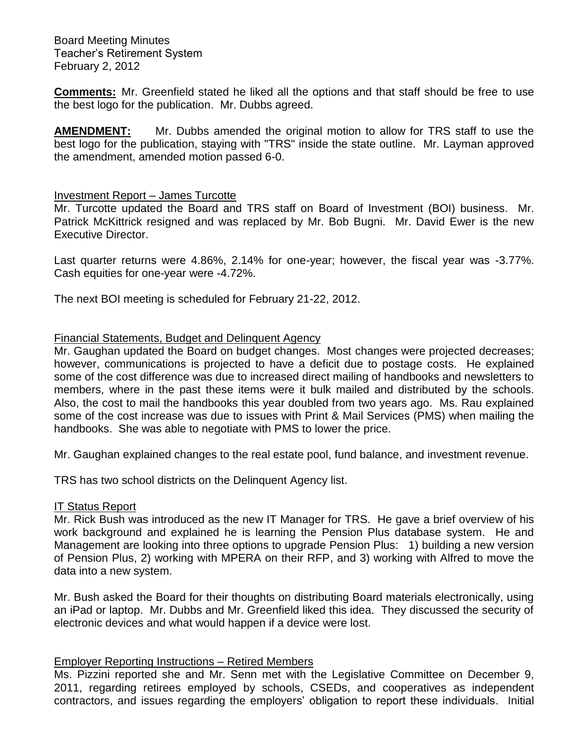**Comments:** Mr. Greenfield stated he liked all the options and that staff should be free to use the best logo for the publication. Mr. Dubbs agreed.

**AMENDMENT:** Mr. Dubbs amended the original motion to allow for TRS staff to use the best logo for the publication, staying with "TRS" inside the state outline. Mr. Layman approved the amendment, amended motion passed 6-0.

Investment Report – James Turcotte

Mr. Turcotte updated the Board and TRS staff on Board of Investment (BOI) business. Mr. Patrick McKittrick resigned and was replaced by Mr. Bob Bugni. Mr. David Ewer is the new Executive Director.

Last quarter returns were 4.86%, 2.14% for one-year; however, the fiscal year was -3.77%. Cash equities for one-year were -4.72%.

The next BOI meeting is scheduled for February 21-22, 2012.

Financial Statements, Budget and Delinquent Agency

Mr. Gaughan updated the Board on budget changes. Most changes were projected decreases; however, communications is projected to have a deficit due to postage costs. He explained some of the cost difference was due to increased direct mailing of handbooks and newsletters to members, where in the past these items were it bulk mailed and distributed by the schools. Also, the cost to mail the handbooks this year doubled from two years ago. Ms. Rau explained some of the cost increase was due to issues with Print & Mail Services (PMS) when mailing the handbooks. She was able to negotiate with PMS to lower the price.

Mr. Gaughan explained changes to the real estate pool, fund balance, and investment revenue.

TRS has two school districts on the Delinquent Agency list.

IT Status Report

Mr. Rick Bush was introduced as the new IT Manager for TRS. He gave a brief overview of his work background and explained he is learning the Pension Plus database system. He and Management are looking into three options to upgrade Pension Plus: 1) building a new version of Pension Plus, 2) working with MPERA on their RFP, and 3) working with Alfred to move the data into a new system.

Mr. Bush asked the Board for their thoughts on distributing Board materials electronically, using an iPad or laptop. Mr. Dubbs and Mr. Greenfield liked this idea. They discussed the security of electronic devices and what would happen if a device were lost.

Employer Reporting Instructions – Retired Members

Ms. Pizzini reported she and Mr. Senn met with the Legislative Committee on December 9, 2011, regarding retirees employed by schools, CSEDs, and cooperatives as independent contractors, and issues regarding the employers' obligation to report these individuals. Initial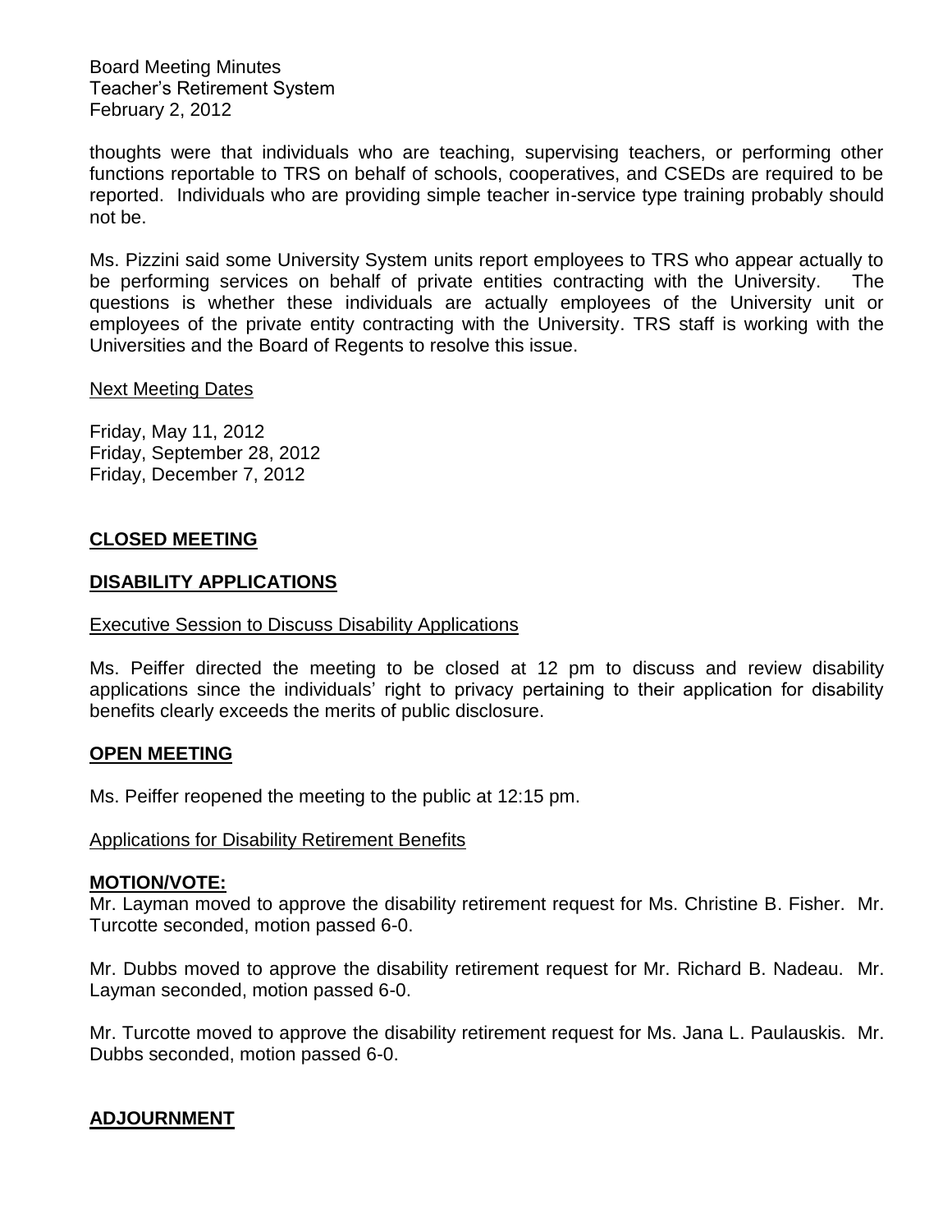thoughts were that individuals who are teaching, supervising teachers, or performing other functions reportable to TRS on behalf of schools, cooperatives, and CSEDs are required to be reported. Individuals who are providing simple teacher in-service type training probably should not be.

Ms. Pizzini said some University System units report employees to TRS who appear actually to be performing services on behalf of private entities contracting with the University. The questions is whether these individuals are actually employees of the University unit or employees of the private entity contracting with the University. TRS staff is working with the Universities and the Board of Regents to resolve this issue.

Next Meeting Dates

Friday, May 11, 2012
Friday, September 28, 2012
Friday, December 7, 2012

## **CLOSED MEETING**

## **DISABILITY APPLICATIONS**

Executive Session to Discuss Disability Applications

Ms. Peiffer directed the meeting to be closed at 12 pm to discuss and review disability applications since the individuals' right to privacy pertaining to their application for disability benefits clearly exceeds the merits of public disclosure.

## **OPEN MEETING**

Ms. Peiffer reopened the meeting to the public at 12:15 pm.

Applications for Disability Retirement Benefits

**MOTION/VOTE:**
Mr. Layman moved to approve the disability retirement request for Ms. Christine B. Fisher. Mr. Turcotte seconded, motion passed 6-0.

Mr. Dubbs moved to approve the disability retirement request for Mr. Richard B. Nadeau. Mr. Layman seconded, motion passed 6-0.

Mr. Turcotte moved to approve the disability retirement request for Ms. Jana L. Paulauskis. Mr. Dubbs seconded, motion passed 6-0.

## **ADJOURNMENT**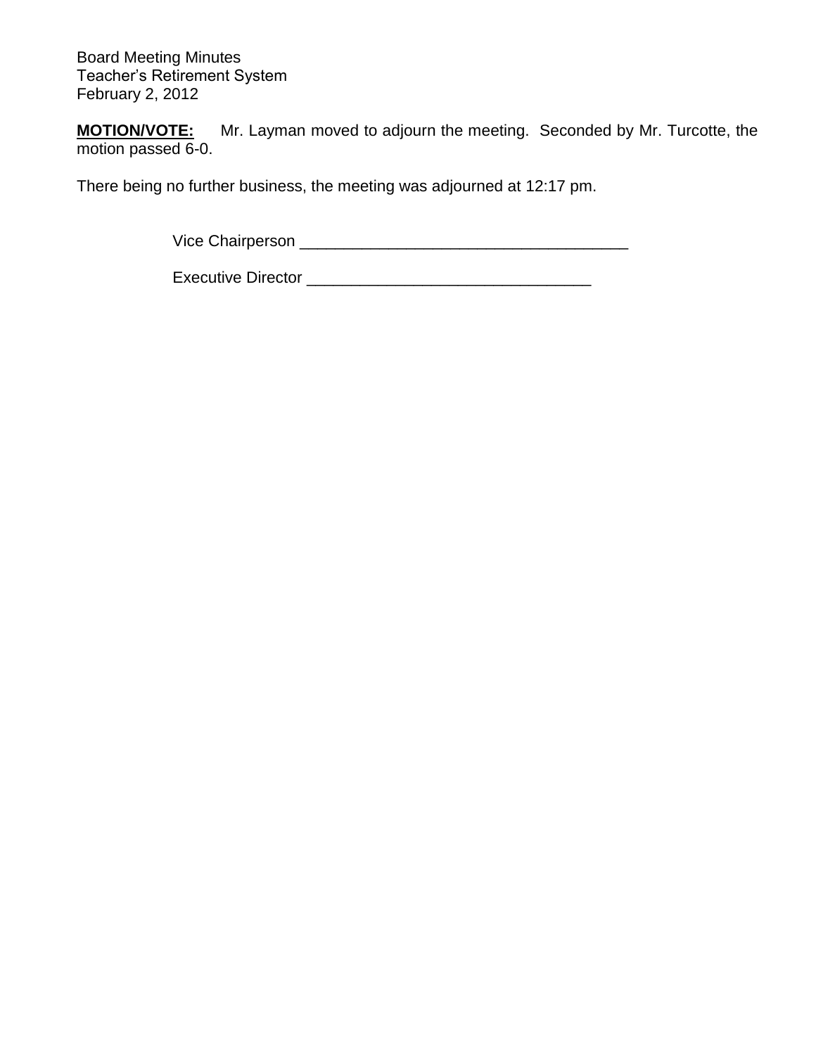**MOTION/VOTE:** Mr. Layman moved to adjourn the meeting. Seconded by Mr. Turcotte, the motion passed 6-0.

There being no further business, the meeting was adjourned at 12:17 pm.

Vice Chairperson _____________________________________

Executive Director ________________________________